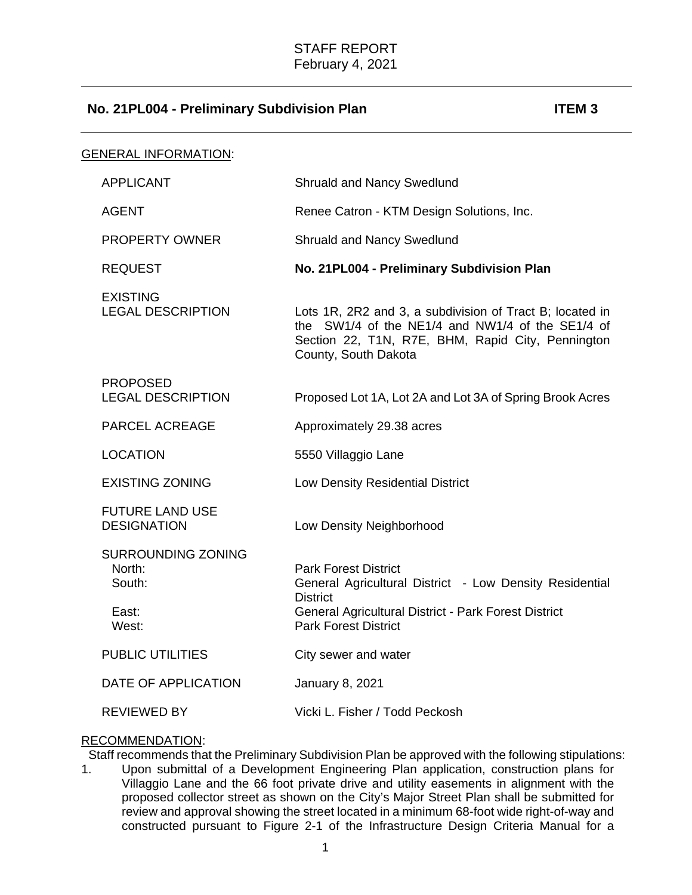STAFF REPORT
February 4, 2021

## No. 21PL004 - Preliminary Subdivision Plan **ITEM 3**

GENERAL INFORMATION:

| | |
|---|---|
| APPLICANT | Shruald and Nancy Swedlund |
| AGENT | Renee Catron - KTM Design Solutions, Inc. |
| PROPERTY OWNER | Shruald and Nancy Swedlund |
| REQUEST | **No. 21PL004 - Preliminary Subdivision Plan** |
| EXISTING LEGAL DESCRIPTION | Lots 1R, 2R2 and 3, a subdivision of Tract B; located in the SW1/4 of the NE1/4 and NW1/4 of the SE1/4 of Section 22, T1N, R7E, BHM, Rapid City, Pennington County, South Dakota |
| PROPOSED LEGAL DESCRIPTION | Proposed Lot 1A, Lot 2A and Lot 3A of Spring Brook Acres |
| PARCEL ACREAGE | Approximately 29.38 acres |
| LOCATION | 5550 Villaggio Lane |
| EXISTING ZONING | Low Density Residential District |
| FUTURE LAND USE DESIGNATION | Low Density Neighborhood |
| SURROUNDING ZONING | |
| North: | Park Forest District |
| South: | General Agricultural District - Low Density Residential District |
| East: | General Agricultural District - Park Forest District |
| West: | Park Forest District |
| PUBLIC UTILITIES | City sewer and water |
| DATE OF APPLICATION | January 8, 2021 |
| REVIEWED BY | Vicki L. Fisher / Todd Peckosh |

RECOMMENDATION:

Staff recommends that the Preliminary Subdivision Plan be approved with the following stipulations:

1. Upon submittal of a Development Engineering Plan application, construction plans for Villaggio Lane and the 66 foot private drive and utility easements in alignment with the proposed collector street as shown on the City's Major Street Plan shall be submitted for review and approval showing the street located in a minimum 68-foot wide right-of-way and constructed pursuant to Figure 2-1 of the Infrastructure Design Criteria Manual for a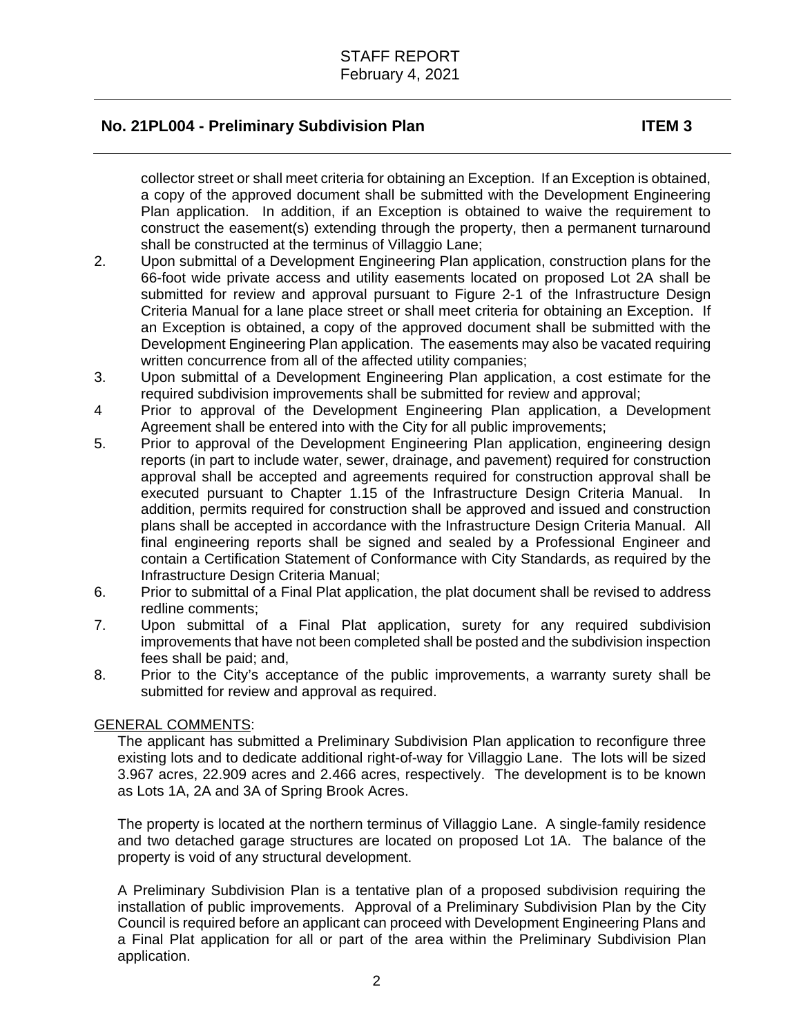collector street or shall meet criteria for obtaining an Exception. If an Exception is obtained, a copy of the approved document shall be submitted with the Development Engineering Plan application. In addition, if an Exception is obtained to waive the requirement to construct the easement(s) extending through the property, then a permanent turnaround shall be constructed at the terminus of Villaggio Lane;

2. Upon submittal of a Development Engineering Plan application, construction plans for the 66-foot wide private access and utility easements located on proposed Lot 2A shall be submitted for review and approval pursuant to Figure 2-1 of the Infrastructure Design Criteria Manual for a lane place street or shall meet criteria for obtaining an Exception. If an Exception is obtained, a copy of the approved document shall be submitted with the Development Engineering Plan application. The easements may also be vacated requiring written concurrence from all of the affected utility companies;
3. Upon submittal of a Development Engineering Plan application, a cost estimate for the required subdivision improvements shall be submitted for review and approval;
4. Prior to approval of the Development Engineering Plan application, a Development Agreement shall be entered into with the City for all public improvements;
5. Prior to approval of the Development Engineering Plan application, engineering design reports (in part to include water, sewer, drainage, and pavement) required for construction approval shall be accepted and agreements required for construction approval shall be executed pursuant to Chapter 1.15 of the Infrastructure Design Criteria Manual. In addition, permits required for construction shall be approved and issued and construction plans shall be accepted in accordance with the Infrastructure Design Criteria Manual. All final engineering reports shall be signed and sealed by a Professional Engineer and contain a Certification Statement of Conformance with City Standards, as required by the Infrastructure Design Criteria Manual;
6. Prior to submittal of a Final Plat application, the plat document shall be revised to address redline comments;
7. Upon submittal of a Final Plat application, surety for any required subdivision improvements that have not been completed shall be posted and the subdivision inspection fees shall be paid; and,
8. Prior to the City's acceptance of the public improvements, a warranty surety shall be submitted for review and approval as required.

GENERAL COMMENTS:

The applicant has submitted a Preliminary Subdivision Plan application to reconfigure three existing lots and to dedicate additional right-of-way for Villaggio Lane. The lots will be sized 3.967 acres, 22.909 acres and 2.466 acres, respectively. The development is to be known as Lots 1A, 2A and 3A of Spring Brook Acres.

The property is located at the northern terminus of Villaggio Lane. A single-family residence and two detached garage structures are located on proposed Lot 1A. The balance of the property is void of any structural development.

A Preliminary Subdivision Plan is a tentative plan of a proposed subdivision requiring the installation of public improvements. Approval of a Preliminary Subdivision Plan by the City Council is required before an applicant can proceed with Development Engineering Plans and a Final Plat application for all or part of the area within the Preliminary Subdivision Plan application.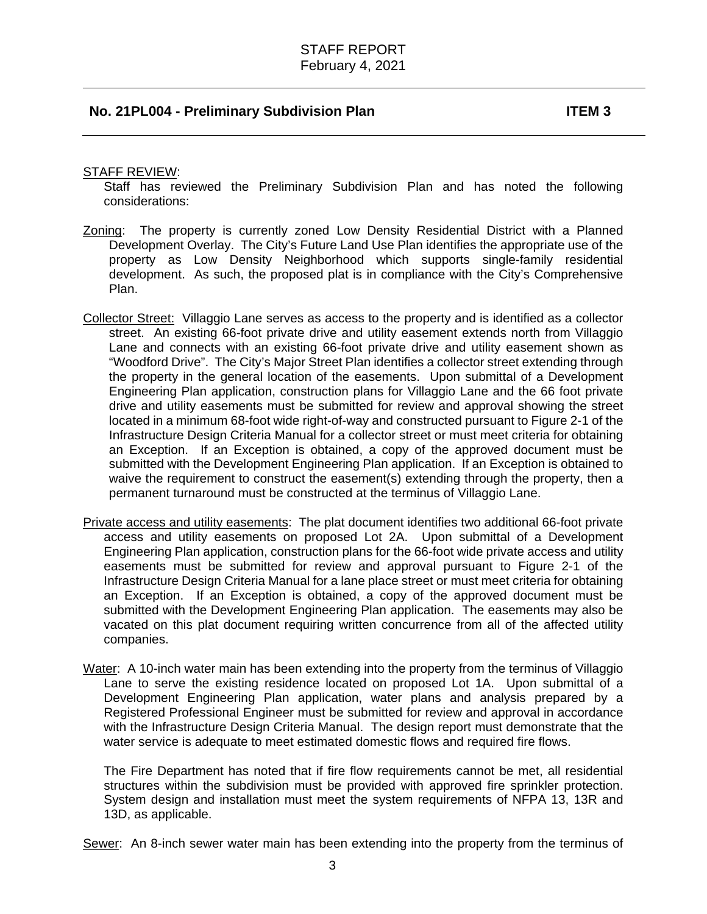STAFF REPORT
February 4, 2021

**No. 21PL004 - Preliminary Subdivision Plan** **ITEM 3**

STAFF REVIEW:

Staff has reviewed the Preliminary Subdivision Plan and has noted the following considerations:

Zoning: The property is currently zoned Low Density Residential District with a Planned Development Overlay. The City's Future Land Use Plan identifies the appropriate use of the property as Low Density Neighborhood which supports single-family residential development. As such, the proposed plat is in compliance with the City's Comprehensive Plan.

Collector Street: Villaggio Lane serves as access to the property and is identified as a collector street. An existing 66-foot private drive and utility easement extends north from Villaggio Lane and connects with an existing 66-foot private drive and utility easement shown as "Woodford Drive". The City's Major Street Plan identifies a collector street extending through the property in the general location of the easements. Upon submittal of a Development Engineering Plan application, construction plans for Villaggio Lane and the 66 foot private drive and utility easements must be submitted for review and approval showing the street located in a minimum 68-foot wide right-of-way and constructed pursuant to Figure 2-1 of the Infrastructure Design Criteria Manual for a collector street or must meet criteria for obtaining an Exception. If an Exception is obtained, a copy of the approved document must be submitted with the Development Engineering Plan application. If an Exception is obtained to waive the requirement to construct the easement(s) extending through the property, then a permanent turnaround must be constructed at the terminus of Villaggio Lane.

Private access and utility easements: The plat document identifies two additional 66-foot private access and utility easements on proposed Lot 2A. Upon submittal of a Development Engineering Plan application, construction plans for the 66-foot wide private access and utility easements must be submitted for review and approval pursuant to Figure 2-1 of the Infrastructure Design Criteria Manual for a lane place street or must meet criteria for obtaining an Exception. If an Exception is obtained, a copy of the approved document must be submitted with the Development Engineering Plan application. The easements may also be vacated on this plat document requiring written concurrence from all of the affected utility companies.

Water: A 10-inch water main has been extending into the property from the terminus of Villaggio Lane to serve the existing residence located on proposed Lot 1A. Upon submittal of a Development Engineering Plan application, water plans and analysis prepared by a Registered Professional Engineer must be submitted for review and approval in accordance with the Infrastructure Design Criteria Manual. The design report must demonstrate that the water service is adequate to meet estimated domestic flows and required fire flows.

The Fire Department has noted that if fire flow requirements cannot be met, all residential structures within the subdivision must be provided with approved fire sprinkler protection. System design and installation must meet the system requirements of NFPA 13, 13R and 13D, as applicable.

Sewer: An 8-inch sewer water main has been extending into the property from the terminus of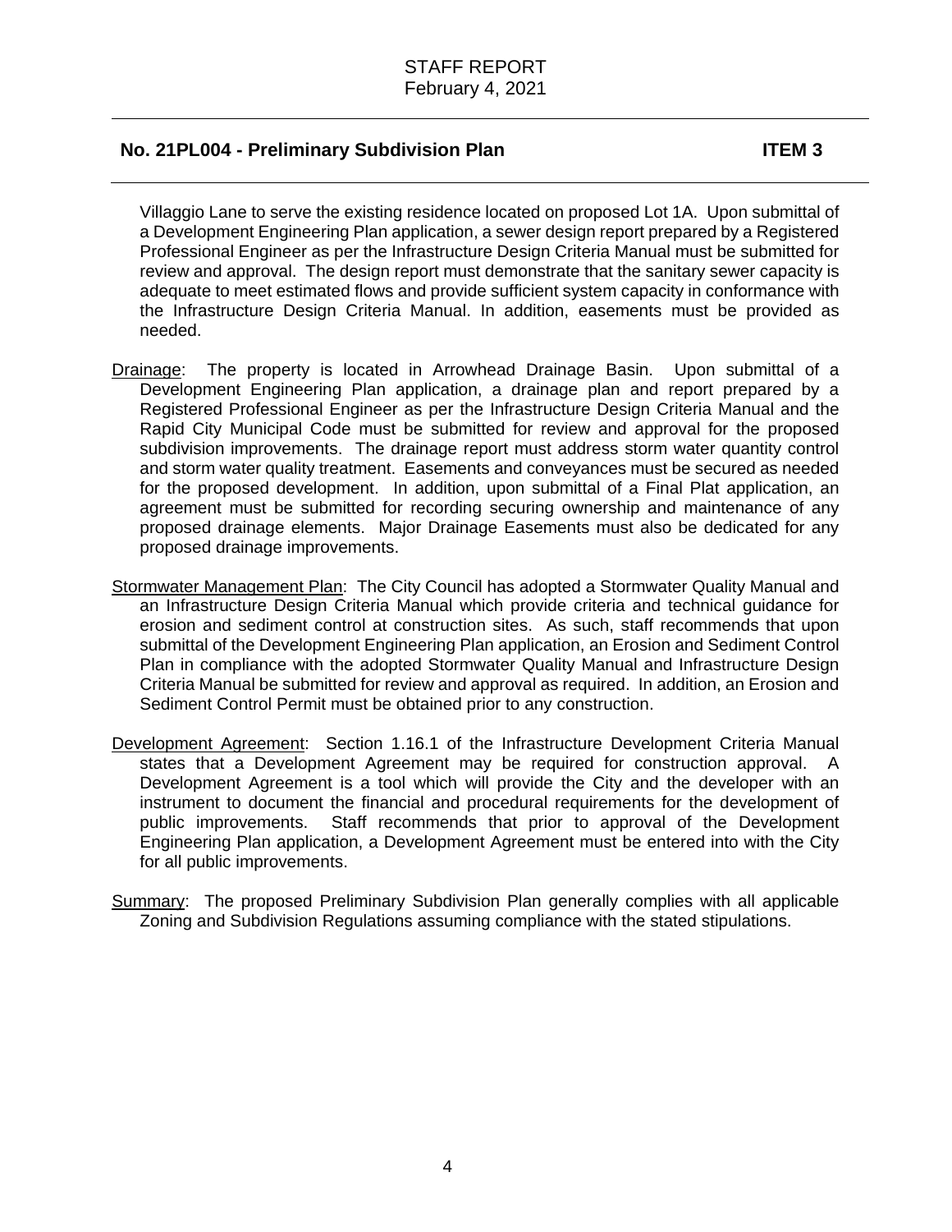Villaggio Lane to serve the existing residence located on proposed Lot 1A. Upon submittal of a Development Engineering Plan application, a sewer design report prepared by a Registered Professional Engineer as per the Infrastructure Design Criteria Manual must be submitted for review and approval. The design report must demonstrate that the sanitary sewer capacity is adequate to meet estimated flows and provide sufficient system capacity in conformance with the Infrastructure Design Criteria Manual. In addition, easements must be provided as needed.

Drainage: The property is located in Arrowhead Drainage Basin. Upon submittal of a Development Engineering Plan application, a drainage plan and report prepared by a Registered Professional Engineer as per the Infrastructure Design Criteria Manual and the Rapid City Municipal Code must be submitted for review and approval for the proposed subdivision improvements. The drainage report must address storm water quantity control and storm water quality treatment. Easements and conveyances must be secured as needed for the proposed development. In addition, upon submittal of a Final Plat application, an agreement must be submitted for recording securing ownership and maintenance of any proposed drainage elements. Major Drainage Easements must also be dedicated for any proposed drainage improvements.

Stormwater Management Plan: The City Council has adopted a Stormwater Quality Manual and an Infrastructure Design Criteria Manual which provide criteria and technical guidance for erosion and sediment control at construction sites. As such, staff recommends that upon submittal of the Development Engineering Plan application, an Erosion and Sediment Control Plan in compliance with the adopted Stormwater Quality Manual and Infrastructure Design Criteria Manual be submitted for review and approval as required. In addition, an Erosion and Sediment Control Permit must be obtained prior to any construction.

Development Agreement: Section 1.16.1 of the Infrastructure Development Criteria Manual states that a Development Agreement may be required for construction approval. A Development Agreement is a tool which will provide the City and the developer with an instrument to document the financial and procedural requirements for the development of public improvements. Staff recommends that prior to approval of the Development Engineering Plan application, a Development Agreement must be entered into with the City for all public improvements.

Summary: The proposed Preliminary Subdivision Plan generally complies with all applicable Zoning and Subdivision Regulations assuming compliance with the stated stipulations.